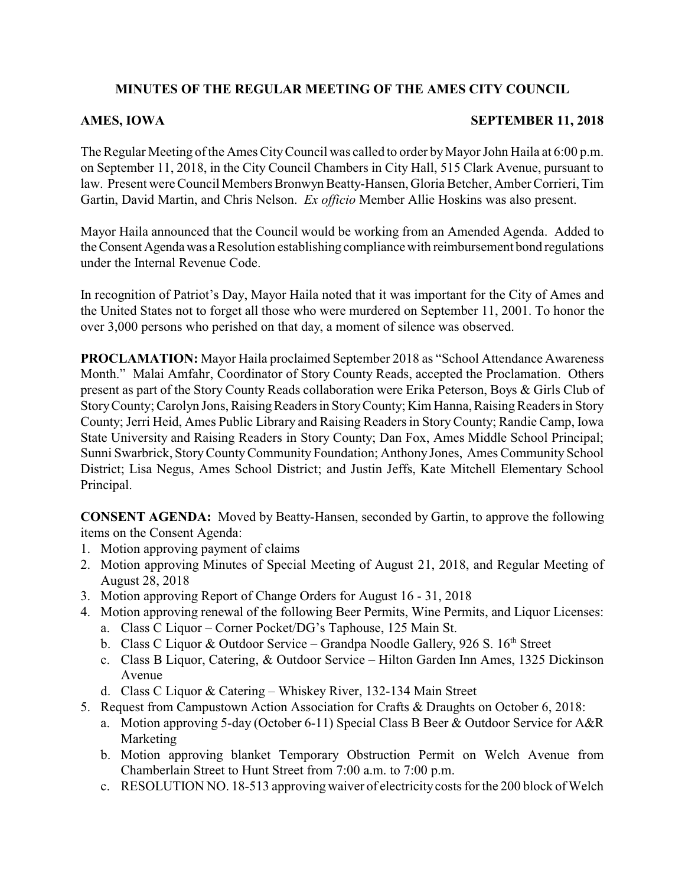# MINUTES OF THE REGULAR MEETING OF THE AMES CITY COUNCIL

**AMES, IOWA** **SEPTEMBER 11, 2018**

The Regular Meeting of the Ames City Council was called to order by Mayor John Haila at 6:00 p.m. on September 11, 2018, in the City Council Chambers in City Hall, 515 Clark Avenue, pursuant to law. Present were Council Members Bronwyn Beatty-Hansen, Gloria Betcher, Amber Corrieri, Tim Gartin, David Martin, and Chris Nelson. *Ex officio* Member Allie Hoskins was also present.

Mayor Haila announced that the Council would be working from an Amended Agenda. Added to the Consent Agenda was a Resolution establishing compliance with reimbursement bond regulations under the Internal Revenue Code.

In recognition of Patriot's Day, Mayor Haila noted that it was important for the City of Ames and the United States not to forget all those who were murdered on September 11, 2001. To honor the over 3,000 persons who perished on that day, a moment of silence was observed.

**PROCLAMATION:** Mayor Haila proclaimed September 2018 as "School Attendance Awareness Month." Malai Amfahr, Coordinator of Story County Reads, accepted the Proclamation. Others present as part of the Story County Reads collaboration were Erika Peterson, Boys & Girls Club of Story County; Carolyn Jons, Raising Readers in Story County; Kim Hanna, Raising Readers in Story County; Jerri Heid, Ames Public Library and Raising Readers in Story County; Randie Camp, Iowa State University and Raising Readers in Story County; Dan Fox, Ames Middle School Principal; Sunni Swarbrick, Story County Community Foundation; Anthony Jones, Ames Community School District; Lisa Negus, Ames School District; and Justin Jeffs, Kate Mitchell Elementary School Principal.

**CONSENT AGENDA:** Moved by Beatty-Hansen, seconded by Gartin, to approve the following items on the Consent Agenda:

1. Motion approving payment of claims
2. Motion approving Minutes of Special Meeting of August 21, 2018, and Regular Meeting of August 28, 2018
3. Motion approving Report of Change Orders for August 16 - 31, 2018
4. Motion approving renewal of the following Beer Permits, Wine Permits, and Liquor Licenses:
   a. Class C Liquor – Corner Pocket/DG's Taphouse, 125 Main St.
   b. Class C Liquor & Outdoor Service – Grandpa Noodle Gallery, 926 S. 16th Street
   c. Class B Liquor, Catering, & Outdoor Service – Hilton Garden Inn Ames, 1325 Dickinson Avenue
   d. Class C Liquor & Catering – Whiskey River, 132-134 Main Street
5. Request from Campustown Action Association for Crafts & Draughts on October 6, 2018:
   a. Motion approving 5-day (October 6-11) Special Class B Beer & Outdoor Service for A&R Marketing
   b. Motion approving blanket Temporary Obstruction Permit on Welch Avenue from Chamberlain Street to Hunt Street from 7:00 a.m. to 7:00 p.m.
   c. RESOLUTION NO. 18-513 approving waiver of electricity costs for the 200 block of Welch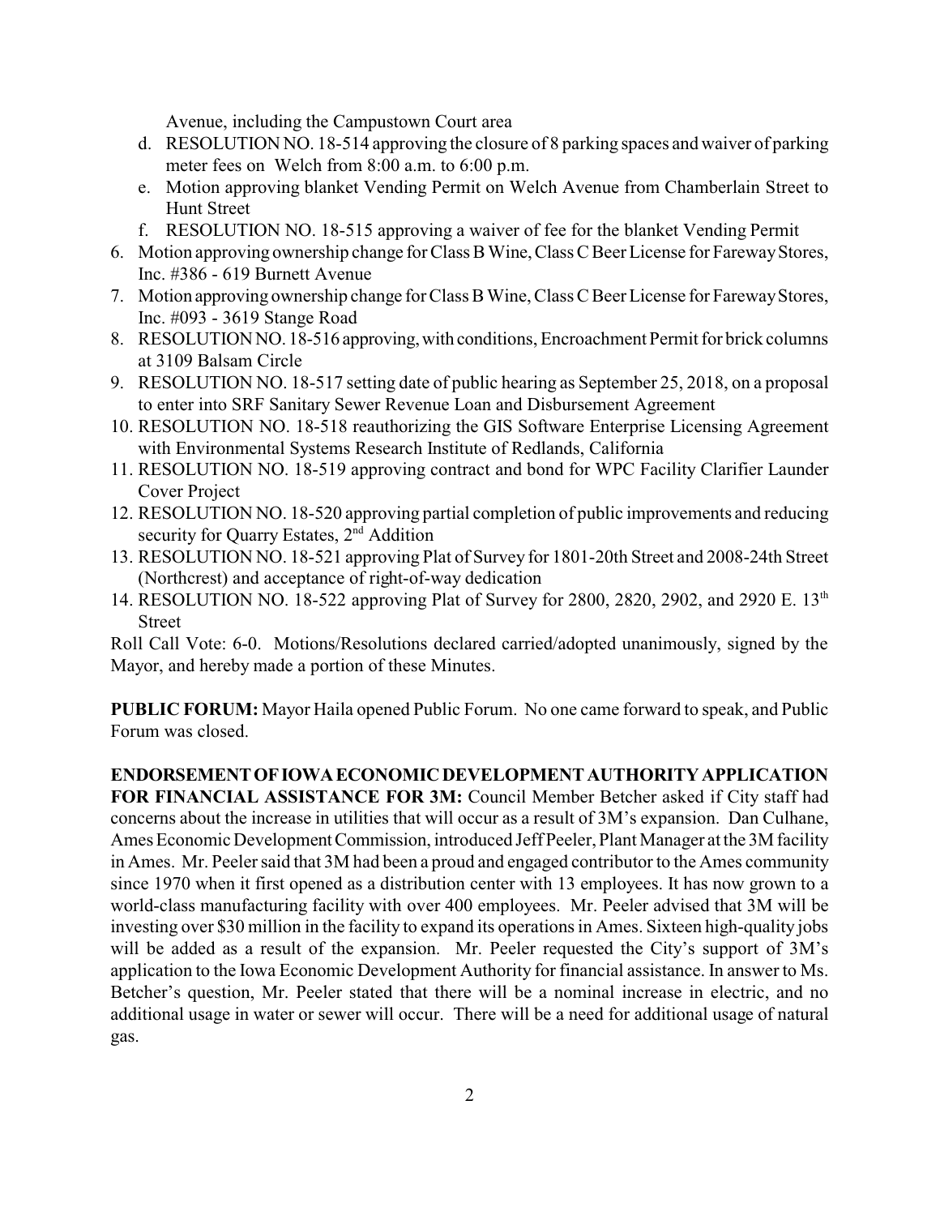Avenue, including the Campustown Court area

   d. RESOLUTION NO. 18-514 approving the closure of 8 parking spaces and waiver of parking meter fees on Welch from 8:00 a.m. to 6:00 p.m.
   e. Motion approving blanket Vending Permit on Welch Avenue from Chamberlain Street to Hunt Street
   f. RESOLUTION NO. 18-515 approving a waiver of fee for the blanket Vending Permit

6. Motion approving ownership change for Class B Wine, Class C Beer License for Fareway Stores, Inc. #386 - 619 Burnett Avenue
7. Motion approving ownership change for Class B Wine, Class C Beer License for Fareway Stores, Inc. #093 - 3619 Stange Road
8. RESOLUTION NO. 18-516 approving, with conditions, Encroachment Permit for brick columns at 3109 Balsam Circle
9. RESOLUTION NO. 18-517 setting date of public hearing as September 25, 2018, on a proposal to enter into SRF Sanitary Sewer Revenue Loan and Disbursement Agreement
10. RESOLUTION NO. 18-518 reauthorizing the GIS Software Enterprise Licensing Agreement with Environmental Systems Research Institute of Redlands, California
11. RESOLUTION NO. 18-519 approving contract and bond for WPC Facility Clarifier Launder Cover Project
12. RESOLUTION NO. 18-520 approving partial completion of public improvements and reducing security for Quarry Estates, 2nd Addition
13. RESOLUTION NO. 18-521 approving Plat of Survey for 1801-20th Street and 2008-24th Street (Northcrest) and acceptance of right-of-way dedication
14. RESOLUTION NO. 18-522 approving Plat of Survey for 2800, 2820, 2902, and 2920 E. 13th Street

Roll Call Vote: 6-0. Motions/Resolutions declared carried/adopted unanimously, signed by the Mayor, and hereby made a portion of these Minutes.

**PUBLIC FORUM:** Mayor Haila opened Public Forum. No one came forward to speak, and Public Forum was closed.

**ENDORSEMENT OF IOWA ECONOMIC DEVELOPMENT AUTHORITY APPLICATION FOR FINANCIAL ASSISTANCE FOR 3M:** Council Member Betcher asked if City staff had concerns about the increase in utilities that will occur as a result of 3M's expansion. Dan Culhane, Ames Economic Development Commission, introduced Jeff Peeler, Plant Manager at the 3M facility in Ames. Mr. Peeler said that 3M had been a proud and engaged contributor to the Ames community since 1970 when it first opened as a distribution center with 13 employees. It has now grown to a world-class manufacturing facility with over 400 employees. Mr. Peeler advised that 3M will be investing over $30 million in the facility to expand its operations in Ames. Sixteen high-quality jobs will be added as a result of the expansion. Mr. Peeler requested the City's support of 3M's application to the Iowa Economic Development Authority for financial assistance. In answer to Ms. Betcher's question, Mr. Peeler stated that there will be a nominal increase in electric, and no additional usage in water or sewer will occur. There will be a need for additional usage of natural gas.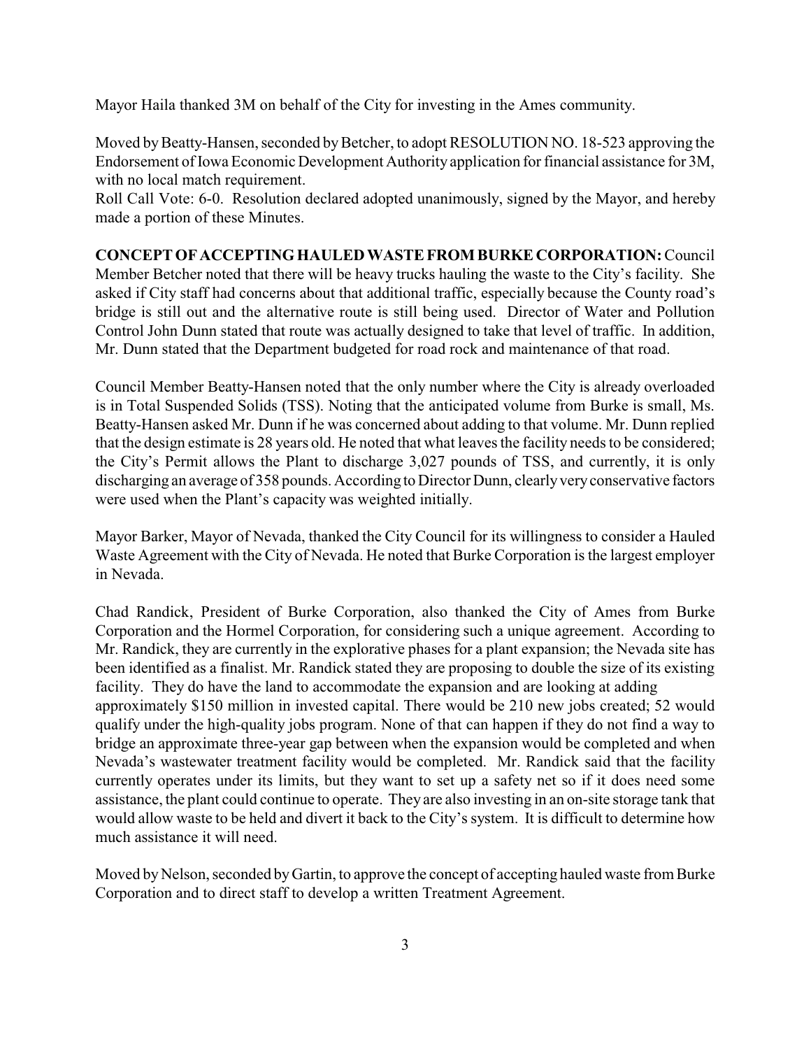Mayor Haila thanked 3M on behalf of the City for investing in the Ames community.

Moved by Beatty-Hansen, seconded by Betcher, to adopt RESOLUTION NO. 18-523 approving the Endorsement of Iowa Economic Development Authority application for financial assistance for 3M, with no local match requirement.
Roll Call Vote: 6-0. Resolution declared adopted unanimously, signed by the Mayor, and hereby made a portion of these Minutes.

**CONCEPT OF ACCEPTING HAULED WASTE FROM BURKE CORPORATION:** Council Member Betcher noted that there will be heavy trucks hauling the waste to the City's facility. She asked if City staff had concerns about that additional traffic, especially because the County road's bridge is still out and the alternative route is still being used. Director of Water and Pollution Control John Dunn stated that route was actually designed to take that level of traffic. In addition, Mr. Dunn stated that the Department budgeted for road rock and maintenance of that road.

Council Member Beatty-Hansen noted that the only number where the City is already overloaded is in Total Suspended Solids (TSS). Noting that the anticipated volume from Burke is small, Ms. Beatty-Hansen asked Mr. Dunn if he was concerned about adding to that volume. Mr. Dunn replied that the design estimate is 28 years old. He noted that what leaves the facility needs to be considered; the City's Permit allows the Plant to discharge 3,027 pounds of TSS, and currently, it is only discharging an average of 358 pounds. According to Director Dunn, clearly very conservative factors were used when the Plant's capacity was weighted initially.

Mayor Barker, Mayor of Nevada, thanked the City Council for its willingness to consider a Hauled Waste Agreement with the City of Nevada. He noted that Burke Corporation is the largest employer in Nevada.

Chad Randick, President of Burke Corporation, also thanked the City of Ames from Burke Corporation and the Hormel Corporation, for considering such a unique agreement. According to Mr. Randick, they are currently in the explorative phases for a plant expansion; the Nevada site has been identified as a finalist. Mr. Randick stated they are proposing to double the size of its existing facility. They do have the land to accommodate the expansion and are looking at adding approximately $150 million in invested capital. There would be 210 new jobs created; 52 would qualify under the high-quality jobs program. None of that can happen if they do not find a way to bridge an approximate three-year gap between when the expansion would be completed and when Nevada's wastewater treatment facility would be completed. Mr. Randick said that the facility currently operates under its limits, but they want to set up a safety net so if it does need some assistance, the plant could continue to operate. They are also investing in an on-site storage tank that would allow waste to be held and divert it back to the City's system. It is difficult to determine how much assistance it will need.

Moved by Nelson, seconded by Gartin, to approve the concept of accepting hauled waste from Burke Corporation and to direct staff to develop a written Treatment Agreement.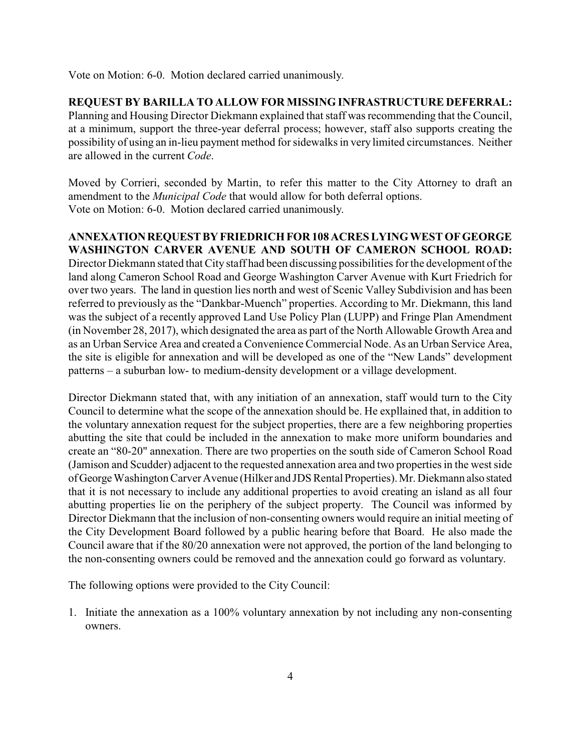Vote on Motion: 6-0. Motion declared carried unanimously.

**REQUEST BY BARILLA TO ALLOW FOR MISSING INFRASTRUCTURE DEFERRAL:** Planning and Housing Director Diekmann explained that staff was recommending that the Council, at a minimum, support the three-year deferral process; however, staff also supports creating the possibility of using an in-lieu payment method for sidewalks in very limited circumstances. Neither are allowed in the current *Code*.

Moved by Corrieri, seconded by Martin, to refer this matter to the City Attorney to draft an amendment to the *Municipal Code* that would allow for both deferral options.
Vote on Motion: 6-0. Motion declared carried unanimously.

**ANNEXATION REQUEST BY FRIEDRICH FOR 108 ACRES LYING WEST OF GEORGE WASHINGTON CARVER AVENUE AND SOUTH OF CAMERON SCHOOL ROAD:** Director Diekmann stated that City staff had been discussing possibilities for the development of the land along Cameron School Road and George Washington Carver Avenue with Kurt Friedrich for over two years. The land in question lies north and west of Scenic Valley Subdivision and has been referred to previously as the "Dankbar-Muench" properties. According to Mr. Diekmann, this land was the subject of a recently approved Land Use Policy Plan (LUPP) and Fringe Plan Amendment (in November 28, 2017), which designated the area as part of the North Allowable Growth Area and as an Urban Service Area and created a Convenience Commercial Node. As an Urban Service Area, the site is eligible for annexation and will be developed as one of the "New Lands" development patterns – a suburban low- to medium-density development or a village development.

Director Diekmann stated that, with any initiation of an annexation, staff would turn to the City Council to determine what the scope of the annexation should be. He expllained that, in addition to the voluntary annexation request for the subject properties, there are a few neighboring properties abutting the site that could be included in the annexation to make more uniform boundaries and create an "80-20" annexation. There are two properties on the south side of Cameron School Road (Jamison and Scudder) adjacent to the requested annexation area and two properties in the west side of George Washington Carver Avenue (Hilker and JDS Rental Properties). Mr. Diekmann also stated that it is not necessary to include any additional properties to avoid creating an island as all four abutting properties lie on the periphery of the subject property. The Council was informed by Director Diekmann that the inclusion of non-consenting owners would require an initial meeting of the City Development Board followed by a public hearing before that Board. He also made the Council aware that if the 80/20 annexation were not approved, the portion of the land belonging to the non-consenting owners could be removed and the annexation could go forward as voluntary.

The following options were provided to the City Council:

1. Initiate the annexation as a 100% voluntary annexation by not including any non-consenting owners.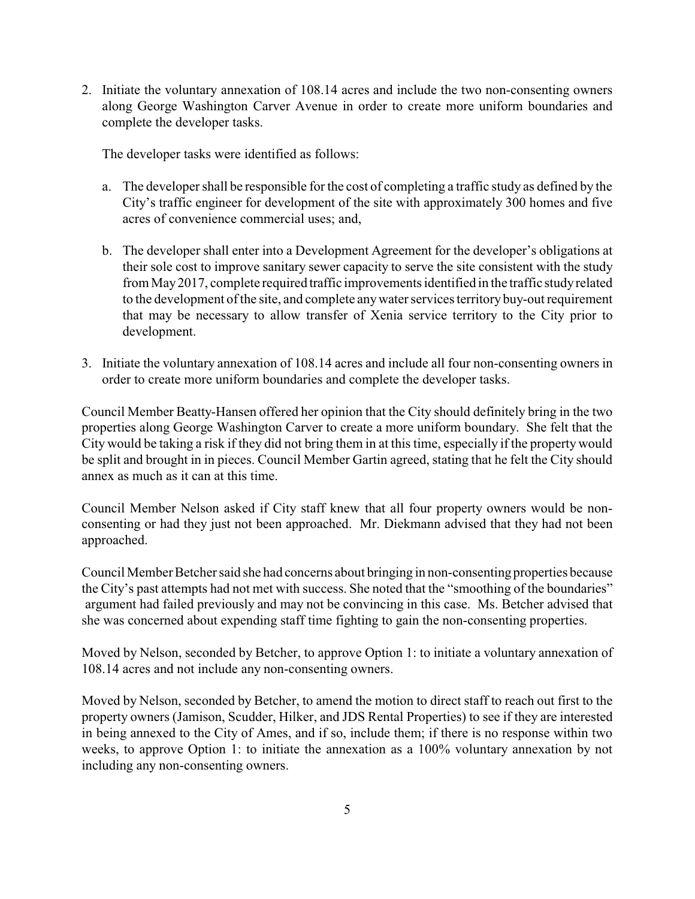2. Initiate the voluntary annexation of 108.14 acres and include the two non-consenting owners along George Washington Carver Avenue in order to create more uniform boundaries and complete the developer tasks.

   The developer tasks were identified as follows:

   a. The developer shall be responsible for the cost of completing a traffic study as defined by the City's traffic engineer for development of the site with approximately 300 homes and five acres of convenience commercial uses; and,

   b. The developer shall enter into a Development Agreement for the developer's obligations at their sole cost to improve sanitary sewer capacity to serve the site consistent with the study from May 2017, complete required traffic improvements identified in the traffic study related to the development of the site, and complete any water services territory buy-out requirement that may be necessary to allow transfer of Xenia service territory to the City prior to development.

3. Initiate the voluntary annexation of 108.14 acres and include all four non-consenting owners in order to create more uniform boundaries and complete the developer tasks.

Council Member Beatty-Hansen offered her opinion that the City should definitely bring in the two properties along George Washington Carver to create a more uniform boundary. She felt that the City would be taking a risk if they did not bring them in at this time, especially if the property would be split and brought in in pieces. Council Member Gartin agreed, stating that he felt the City should annex as much as it can at this time.

Council Member Nelson asked if City staff knew that all four property owners would be non-consenting or had they just not been approached. Mr. Diekmann advised that they had not been approached.

Council Member Betcher said she had concerns about bringing in non-consenting properties because the City's past attempts had not met with success. She noted that the "smoothing of the boundaries" argument had failed previously and may not be convincing in this case. Ms. Betcher advised that she was concerned about expending staff time fighting to gain the non-consenting properties.

Moved by Nelson, seconded by Betcher, to approve Option 1: to initiate a voluntary annexation of 108.14 acres and not include any non-consenting owners.

Moved by Nelson, seconded by Betcher, to amend the motion to direct staff to reach out first to the property owners (Jamison, Scudder, Hilker, and JDS Rental Properties) to see if they are interested in being annexed to the City of Ames, and if so, include them; if there is no response within two weeks, to approve Option 1: to initiate the annexation as a 100% voluntary annexation by not including any non-consenting owners.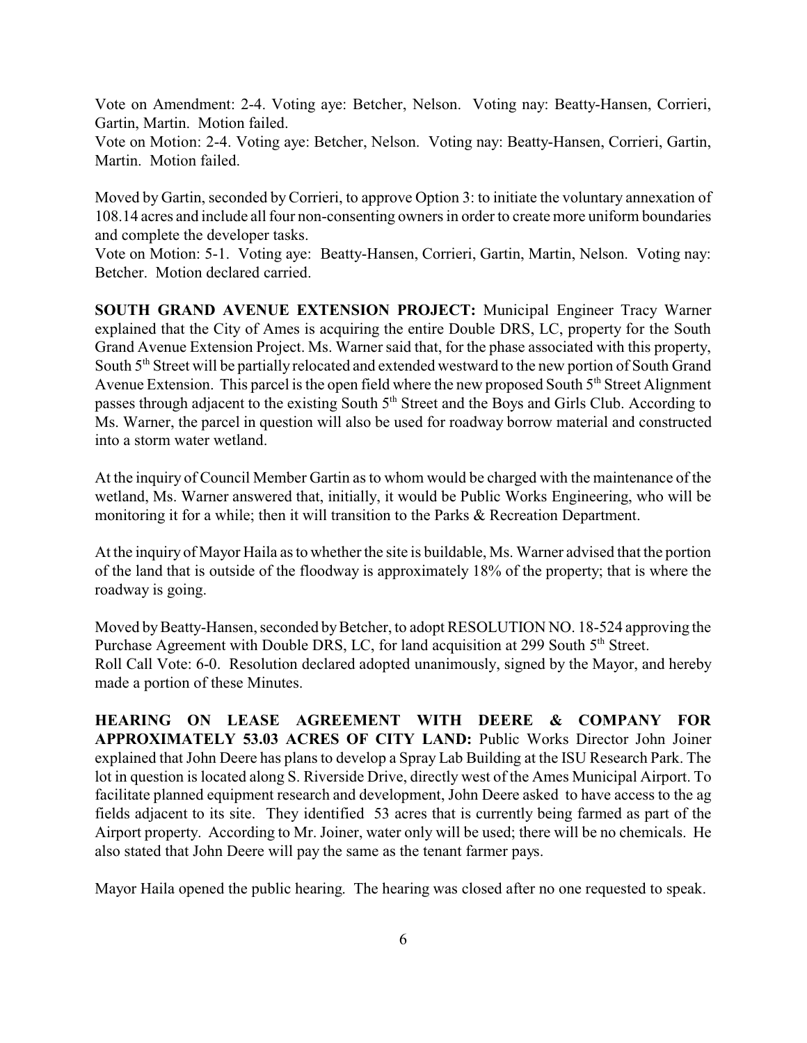Vote on Amendment: 2-4. Voting aye: Betcher, Nelson. Voting nay: Beatty-Hansen, Corrieri, Gartin, Martin. Motion failed.

Vote on Motion: 2-4. Voting aye: Betcher, Nelson. Voting nay: Beatty-Hansen, Corrieri, Gartin, Martin. Motion failed.

Moved by Gartin, seconded by Corrieri, to approve Option 3: to initiate the voluntary annexation of 108.14 acres and include all four non-consenting owners in order to create more uniform boundaries and complete the developer tasks.

Vote on Motion: 5-1. Voting aye: Beatty-Hansen, Corrieri, Gartin, Martin, Nelson. Voting nay: Betcher. Motion declared carried.

**SOUTH GRAND AVENUE EXTENSION PROJECT:** Municipal Engineer Tracy Warner explained that the City of Ames is acquiring the entire Double DRS, LC, property for the South Grand Avenue Extension Project. Ms. Warner said that, for the phase associated with this property, South 5th Street will be partially relocated and extended westward to the new portion of South Grand Avenue Extension. This parcel is the open field where the new proposed South 5th Street Alignment passes through adjacent to the existing South 5th Street and the Boys and Girls Club. According to Ms. Warner, the parcel in question will also be used for roadway borrow material and constructed into a storm water wetland.

At the inquiry of Council Member Gartin as to whom would be charged with the maintenance of the wetland, Ms. Warner answered that, initially, it would be Public Works Engineering, who will be monitoring it for a while; then it will transition to the Parks & Recreation Department.

At the inquiry of Mayor Haila as to whether the site is buildable, Ms. Warner advised that the portion of the land that is outside of the floodway is approximately 18% of the property; that is where the roadway is going.

Moved by Beatty-Hansen, seconded by Betcher, to adopt RESOLUTION NO. 18-524 approving the Purchase Agreement with Double DRS, LC, for land acquisition at 299 South 5th Street.

Roll Call Vote: 6-0. Resolution declared adopted unanimously, signed by the Mayor, and hereby made a portion of these Minutes.

**HEARING ON LEASE AGREEMENT WITH DEERE & COMPANY FOR APPROXIMATELY 53.03 ACRES OF CITY LAND:** Public Works Director John Joiner explained that John Deere has plans to develop a Spray Lab Building at the ISU Research Park. The lot in question is located along S. Riverside Drive, directly west of the Ames Municipal Airport. To facilitate planned equipment research and development, John Deere asked to have access to the ag fields adjacent to its site. They identified 53 acres that is currently being farmed as part of the Airport property. According to Mr. Joiner, water only will be used; there will be no chemicals. He also stated that John Deere will pay the same as the tenant farmer pays.

Mayor Haila opened the public hearing. The hearing was closed after no one requested to speak.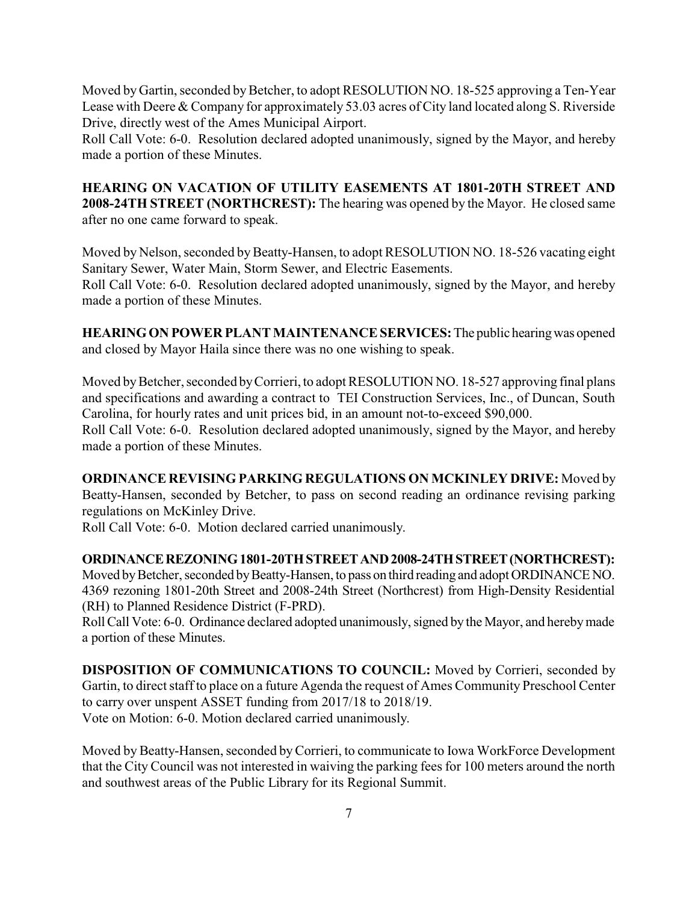Moved by Gartin, seconded by Betcher, to adopt RESOLUTION NO. 18-525 approving a Ten-Year Lease with Deere & Company for approximately 53.03 acres of City land located along S. Riverside Drive, directly west of the Ames Municipal Airport.
Roll Call Vote: 6-0. Resolution declared adopted unanimously, signed by the Mayor, and hereby made a portion of these Minutes.

**HEARING ON VACATION OF UTILITY EASEMENTS AT 1801-20TH STREET AND 2008-24TH STREET (NORTHCREST):** The hearing was opened by the Mayor. He closed same after no one came forward to speak.

Moved by Nelson, seconded by Beatty-Hansen, to adopt RESOLUTION NO. 18-526 vacating eight Sanitary Sewer, Water Main, Storm Sewer, and Electric Easements.
Roll Call Vote: 6-0. Resolution declared adopted unanimously, signed by the Mayor, and hereby made a portion of these Minutes.

**HEARING ON POWER PLANT MAINTENANCE SERVICES:** The public hearing was opened and closed by Mayor Haila since there was no one wishing to speak.

Moved by Betcher, seconded by Corrieri, to adopt RESOLUTION NO. 18-527 approving final plans and specifications and awarding a contract to TEI Construction Services, Inc., of Duncan, South Carolina, for hourly rates and unit prices bid, in an amount not-to-exceed $90,000.
Roll Call Vote: 6-0. Resolution declared adopted unanimously, signed by the Mayor, and hereby made a portion of these Minutes.

**ORDINANCE REVISING PARKING REGULATIONS ON MCKINLEY DRIVE:** Moved by Beatty-Hansen, seconded by Betcher, to pass on second reading an ordinance revising parking regulations on McKinley Drive.
Roll Call Vote: 6-0. Motion declared carried unanimously.

**ORDINANCE REZONING 1801-20TH STREET AND 2008-24TH STREET (NORTHCREST):** Moved by Betcher, seconded by Beatty-Hansen, to pass on third reading and adopt ORDINANCE NO. 4369 rezoning 1801-20th Street and 2008-24th Street (Northcrest) from High-Density Residential (RH) to Planned Residence District (F-PRD).
Roll Call Vote: 6-0. Ordinance declared adopted unanimously, signed by the Mayor, and hereby made a portion of these Minutes.

**DISPOSITION OF COMMUNICATIONS TO COUNCIL:** Moved by Corrieri, seconded by Gartin, to direct staff to place on a future Agenda the request of Ames Community Preschool Center to carry over unspent ASSET funding from 2017/18 to 2018/19.
Vote on Motion: 6-0. Motion declared carried unanimously.

Moved by Beatty-Hansen, seconded by Corrieri, to communicate to Iowa WorkForce Development that the City Council was not interested in waiving the parking fees for 100 meters around the north and southwest areas of the Public Library for its Regional Summit.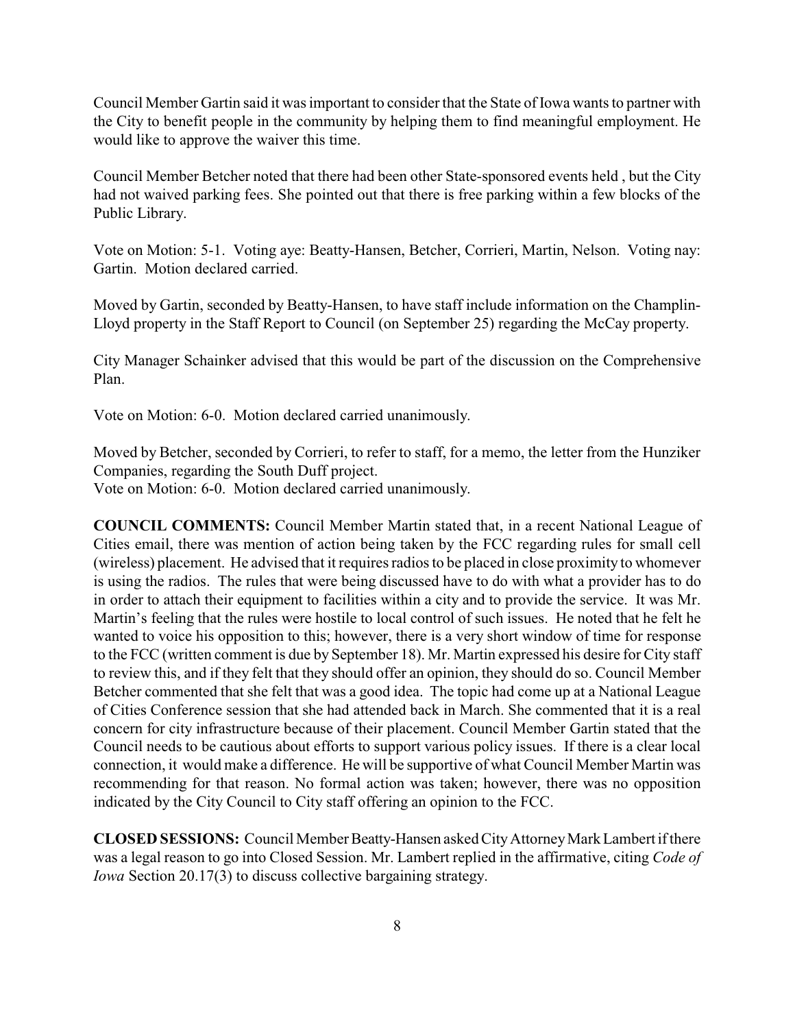Council Member Gartin said it was important to consider that the State of Iowa wants to partner with the City to benefit people in the community by helping them to find meaningful employment. He would like to approve the waiver this time.

Council Member Betcher noted that there had been other State-sponsored events held , but the City had not waived parking fees. She pointed out that there is free parking within a few blocks of the Public Library.

Vote on Motion: 5-1. Voting aye: Beatty-Hansen, Betcher, Corrieri, Martin, Nelson. Voting nay: Gartin. Motion declared carried.

Moved by Gartin, seconded by Beatty-Hansen, to have staff include information on the Champlin-Lloyd property in the Staff Report to Council (on September 25) regarding the McCay property.

City Manager Schainker advised that this would be part of the discussion on the Comprehensive Plan.

Vote on Motion: 6-0. Motion declared carried unanimously.

Moved by Betcher, seconded by Corrieri, to refer to staff, for a memo, the letter from the Hunziker Companies, regarding the South Duff project.
Vote on Motion: 6-0. Motion declared carried unanimously.

**COUNCIL COMMENTS:** Council Member Martin stated that, in a recent National League of Cities email, there was mention of action being taken by the FCC regarding rules for small cell (wireless) placement. He advised that it requires radios to be placed in close proximity to whomever is using the radios. The rules that were being discussed have to do with what a provider has to do in order to attach their equipment to facilities within a city and to provide the service. It was Mr. Martin's feeling that the rules were hostile to local control of such issues. He noted that he felt he wanted to voice his opposition to this; however, there is a very short window of time for response to the FCC (written comment is due by September 18). Mr. Martin expressed his desire for City staff to review this, and if they felt that they should offer an opinion, they should do so. Council Member Betcher commented that she felt that was a good idea. The topic had come up at a National League of Cities Conference session that she had attended back in March. She commented that it is a real concern for city infrastructure because of their placement. Council Member Gartin stated that the Council needs to be cautious about efforts to support various policy issues. If there is a clear local connection, it would make a difference. He will be supportive of what Council Member Martin was recommending for that reason. No formal action was taken; however, there was no opposition indicated by the City Council to City staff offering an opinion to the FCC.

**CLOSED SESSIONS:** Council Member Beatty-Hansen asked City Attorney Mark Lambert if there was a legal reason to go into Closed Session. Mr. Lambert replied in the affirmative, citing *Code of Iowa* Section 20.17(3) to discuss collective bargaining strategy.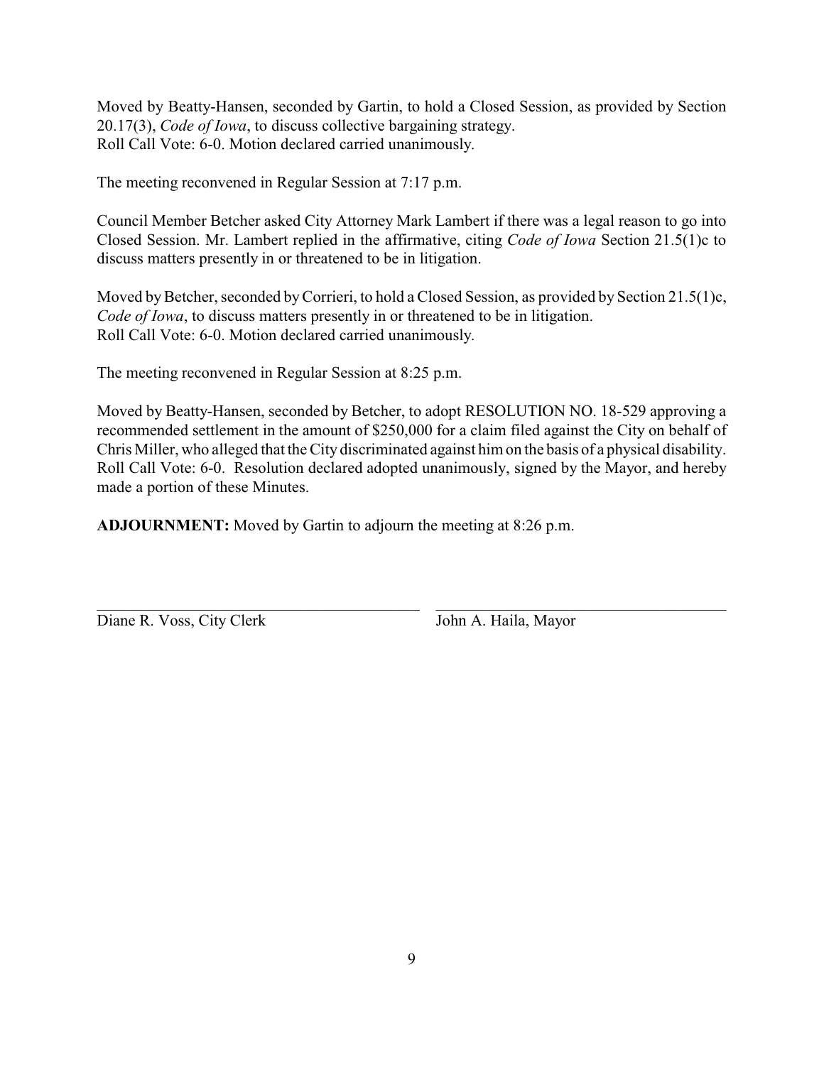Moved by Beatty-Hansen, seconded by Gartin, to hold a Closed Session, as provided by Section 20.17(3), *Code of Iowa*, to discuss collective bargaining strategy.
Roll Call Vote: 6-0. Motion declared carried unanimously.

The meeting reconvened in Regular Session at 7:17 p.m.

Council Member Betcher asked City Attorney Mark Lambert if there was a legal reason to go into Closed Session. Mr. Lambert replied in the affirmative, citing *Code of Iowa* Section 21.5(1)c to discuss matters presently in or threatened to be in litigation.

Moved by Betcher, seconded by Corrieri, to hold a Closed Session, as provided by Section 21.5(1)c, *Code of Iowa*, to discuss matters presently in or threatened to be in litigation.
Roll Call Vote: 6-0. Motion declared carried unanimously.

The meeting reconvened in Regular Session at 8:25 p.m.

Moved by Beatty-Hansen, seconded by Betcher, to adopt RESOLUTION NO. 18-529 approving a recommended settlement in the amount of $250,000 for a claim filed against the City on behalf of Chris Miller, who alleged that the City discriminated against him on the basis of a physical disability.
Roll Call Vote: 6-0. Resolution declared adopted unanimously, signed by the Mayor, and hereby made a portion of these Minutes.

**ADJOURNMENT:** Moved by Gartin to adjourn the meeting at 8:26 p.m.

\_\_\_\_\_\_\_\_\_\_\_\_\_\_\_\_\_\_\_\_\_\_\_\_\_\_\_\_\_\_\_\_\_\_\_\_\_\_\_\_
Diane R. Voss, City Clerk

\_\_\_\_\_\_\_\_\_\_\_\_\_\_\_\_\_\_\_\_\_\_\_\_\_\_\_\_\_\_\_\_\_\_\_\_\_\_\_\_
John A. Haila, Mayor